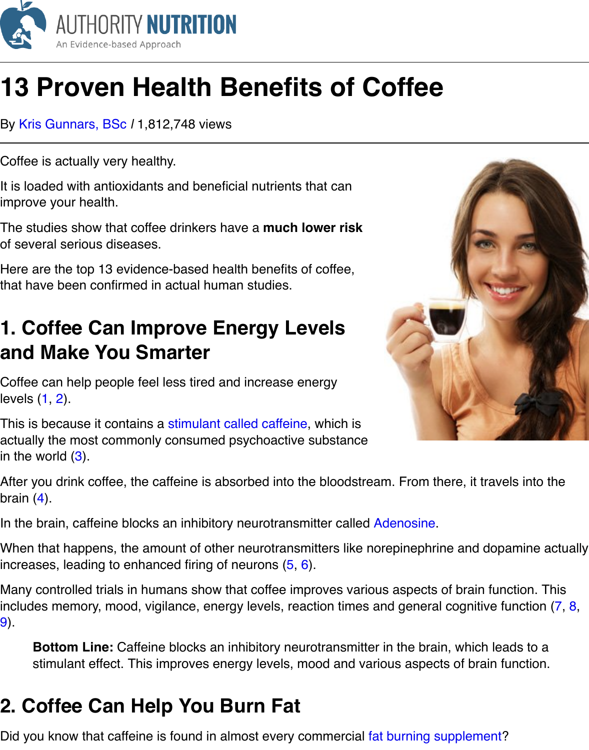# 13 Proven Health Benefits of Coffee

By Kris Gunnars, BSc / 1,812,748 views

Coffee is actually very healthy.

It is loaded with antioxidants and beneficial nutrients that can improve your health.

The studies show that coffee drinkers have a **much lower risk** of several serious diseases.

Here are the top 13 evidence-based health benefits of coffee, that have been confirmed in actual human studies.

## 1. Coffee Can Improve Energy Levels and Make You Smarter

Coffee can help people feel less tired and increase energy levels (1, 2).

This is because it contains a stimulant called caffeine, which is actually the most commonly consumed psychoactive substance in the world (3).

After you drink coffee, the caffeine is absorbed into the bloodstream. From there, it travels into the brain (4).

In the brain, caffeine blocks an inhibitory neurotransmitter called Adenosine.

When that happens, the amount of other neurotransmitters like norepinephrine and dopamine actually increases, leading to enhanced firing of neurons (5, 6).

Many controlled trials in humans show that coffee improves various aspects of brain function. This includes memory, mood, vigilance, energy levels, reaction times and general cognitive function (7, 8, 9).

> **Bottom Line:** Caffeine blocks an inhibitory neurotransmitter in the brain, which leads to a stimulant effect. This improves energy levels, mood and various aspects of brain function.

## 2. Coffee Can Help You Burn Fat

Did you know that caffeine is found in almost every commercial fat burning supplement?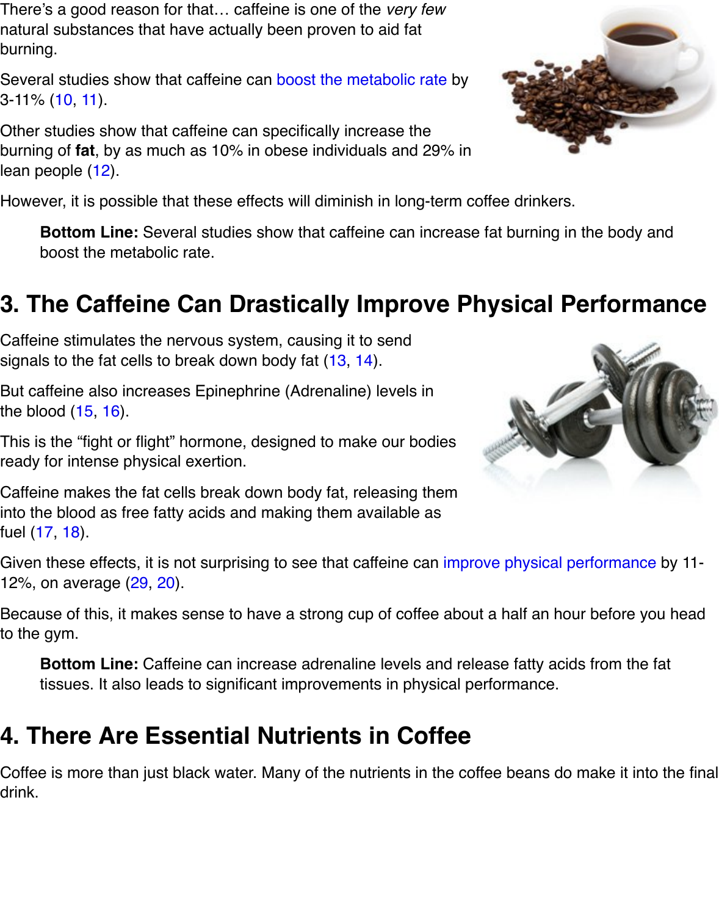There's a good reason for that… caffeine is one of the *very few* natural substances that have actually been proven to aid fat burning.

Several studies show that caffeine can boost the metabolic rate by 3-11% (10, 11).

Other studies show that caffeine can specifically increase the burning of **fat**, by as much as 10% in obese individuals and 29% in lean people (12).

However, it is possible that these effects will diminish in long-term coffee drinkers.

> **Bottom Line:** Several studies show that caffeine can increase fat burning in the body and boost the metabolic rate.

## 3. The Caffeine Can Drastically Improve Physical Performance

Caffeine stimulates the nervous system, causing it to send signals to the fat cells to break down body fat (13, 14).

But caffeine also increases Epinephrine (Adrenaline) levels in the blood (15, 16).

This is the "fight or flight" hormone, designed to make our bodies ready for intense physical exertion.

Caffeine makes the fat cells break down body fat, releasing them into the blood as free fatty acids and making them available as fuel (17, 18).

Given these effects, it is not surprising to see that caffeine can improve physical performance by 11-12%, on average (29, 20).

Because of this, it makes sense to have a strong cup of coffee about a half an hour before you head to the gym.

> **Bottom Line:** Caffeine can increase adrenaline levels and release fatty acids from the fat tissues. It also leads to significant improvements in physical performance.

## 4. There Are Essential Nutrients in Coffee

Coffee is more than just black water. Many of the nutrients in the coffee beans do make it into the final drink.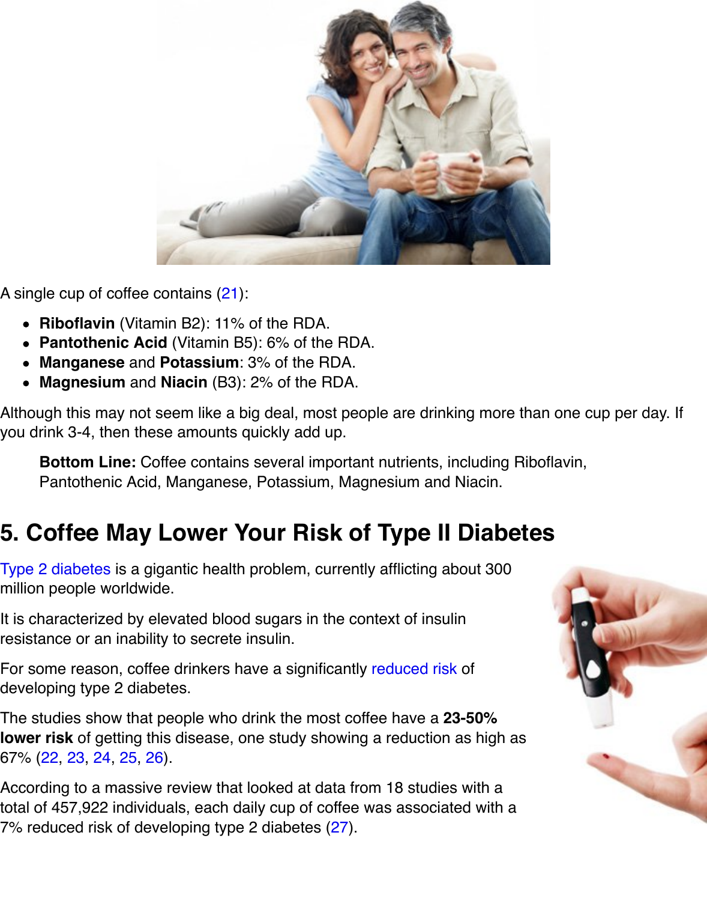A single cup of coffee contains (21):

- **Riboflavin** (Vitamin B2): 11% of the RDA.
- **Pantothenic Acid** (Vitamin B5): 6% of the RDA.
- **Manganese** and **Potassium**: 3% of the RDA.
- **Magnesium** and **Niacin** (B3): 2% of the RDA.

Although this may not seem like a big deal, most people are drinking more than one cup per day. If you drink 3-4, then these amounts quickly add up.

> **Bottom Line:** Coffee contains several important nutrients, including Riboflavin, Pantothenic Acid, Manganese, Potassium, Magnesium and Niacin.

## 5. Coffee May Lower Your Risk of Type II Diabetes

Type 2 diabetes is a gigantic health problem, currently afflicting about 300 million people worldwide.

It is characterized by elevated blood sugars in the context of insulin resistance or an inability to secrete insulin.

For some reason, coffee drinkers have a significantly reduced risk of developing type 2 diabetes.

The studies show that people who drink the most coffee have a **23-50% lower risk** of getting this disease, one study showing a reduction as high as 67% (22, 23, 24, 25, 26).

According to a massive review that looked at data from 18 studies with a total of 457,922 individuals, each daily cup of coffee was associated with a 7% reduced risk of developing type 2 diabetes (27).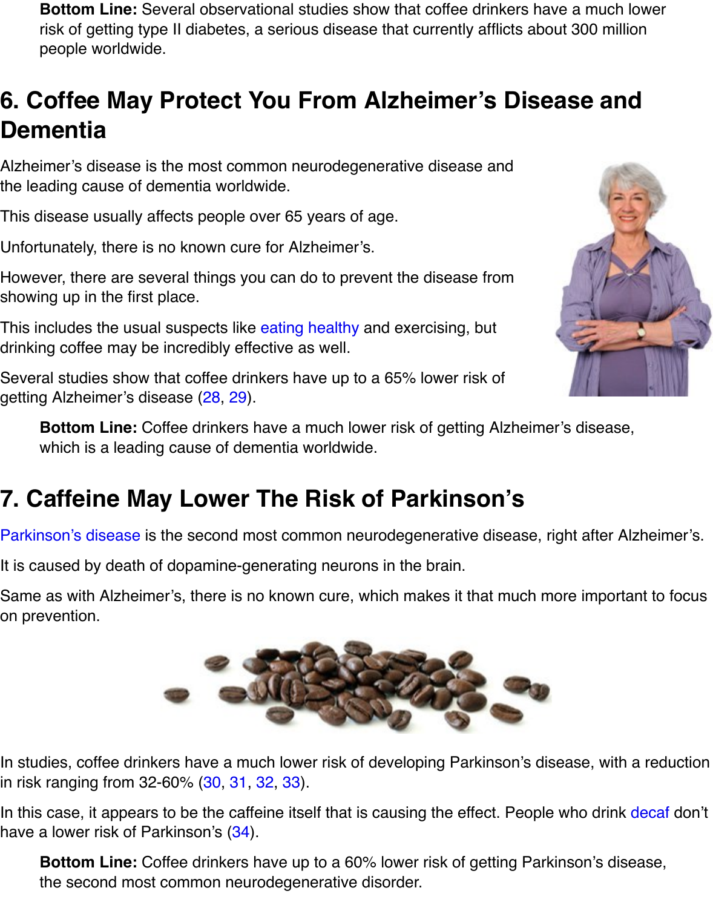**Bottom Line:** Several observational studies show that coffee drinkers have a much lower risk of getting type II diabetes, a serious disease that currently afflicts about 300 million people worldwide.

## 6. Coffee May Protect You From Alzheimer's Disease and Dementia

Alzheimer's disease is the most common neurodegenerative disease and the leading cause of dementia worldwide.

This disease usually affects people over 65 years of age.

Unfortunately, there is no known cure for Alzheimer's.

However, there are several things you can do to prevent the disease from showing up in the first place.

This includes the usual suspects like eating healthy and exercising, but drinking coffee may be incredibly effective as well.

Several studies show that coffee drinkers have up to a 65% lower risk of getting Alzheimer's disease (28, 29).

**Bottom Line:** Coffee drinkers have a much lower risk of getting Alzheimer's disease, which is a leading cause of dementia worldwide.

## 7. Caffeine May Lower The Risk of Parkinson's

Parkinson's disease is the second most common neurodegenerative disease, right after Alzheimer's.

It is caused by death of dopamine-generating neurons in the brain.

Same as with Alzheimer's, there is no known cure, which makes it that much more important to focus on prevention.

In studies, coffee drinkers have a much lower risk of developing Parkinson's disease, with a reduction in risk ranging from 32-60% (30, 31, 32, 33).

In this case, it appears to be the caffeine itself that is causing the effect. People who drink decaf don't have a lower risk of Parkinson's (34).

**Bottom Line:** Coffee drinkers have up to a 60% lower risk of getting Parkinson's disease, the second most common neurodegenerative disorder.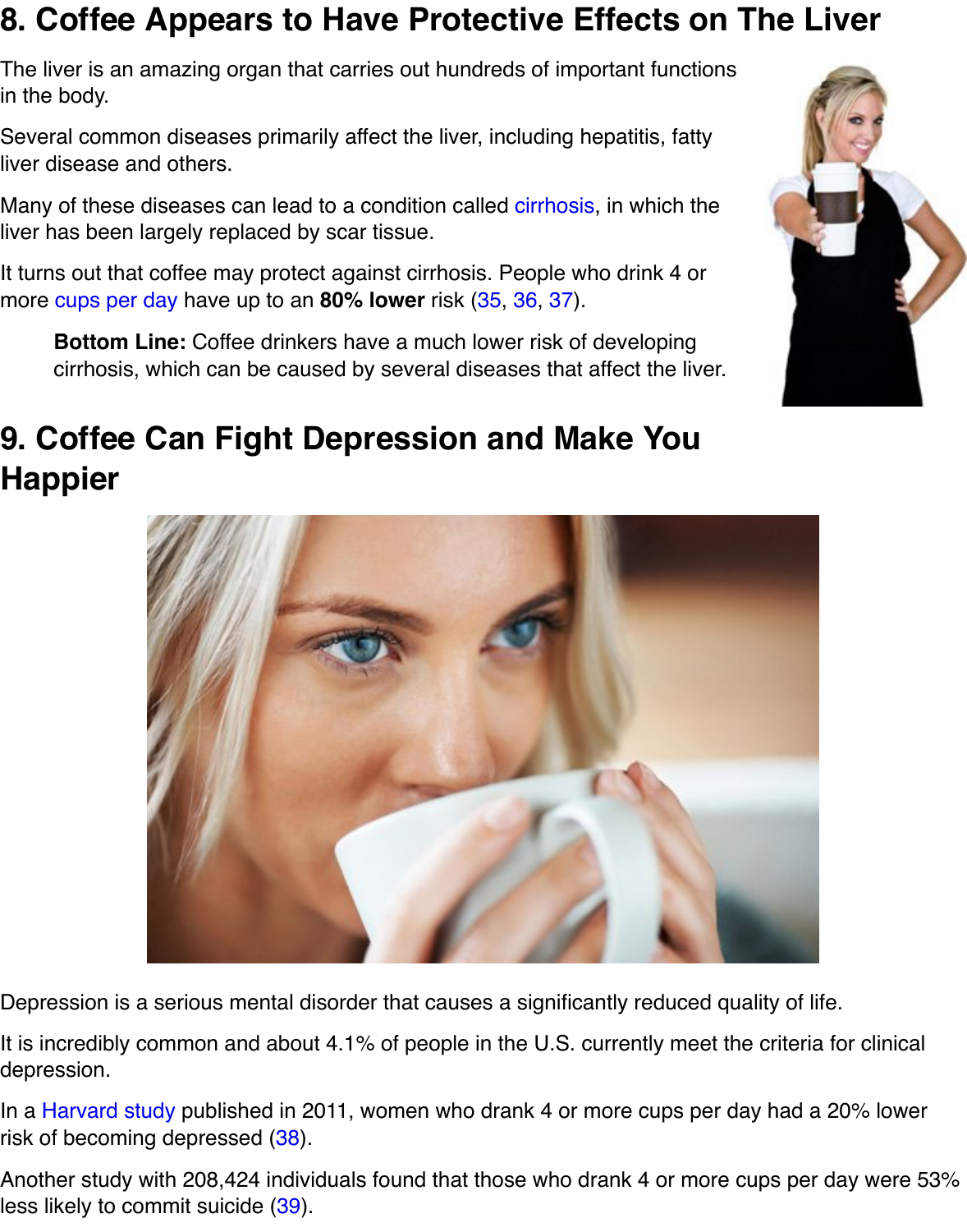## 8. Coffee Appears to Have Protective Effects on The Liver

The liver is an amazing organ that carries out hundreds of important functions in the body.

Several common diseases primarily affect the liver, including hepatitis, fatty liver disease and others.

Many of these diseases can lead to a condition called cirrhosis, in which the liver has been largely replaced by scar tissue.

It turns out that coffee may protect against cirrhosis. People who drink 4 or more cups per day have up to an **80% lower** risk (35, 36, 37).

> **Bottom Line:** Coffee drinkers have a much lower risk of developing cirrhosis, which can be caused by several diseases that affect the liver.

## 9. Coffee Can Fight Depression and Make You Happier

Depression is a serious mental disorder that causes a significantly reduced quality of life.

It is incredibly common and about 4.1% of people in the U.S. currently meet the criteria for clinical depression.

In a Harvard study published in 2011, women who drank 4 or more cups per day had a 20% lower risk of becoming depressed (38).

Another study with 208,424 individuals found that those who drank 4 or more cups per day were 53% less likely to commit suicide (39).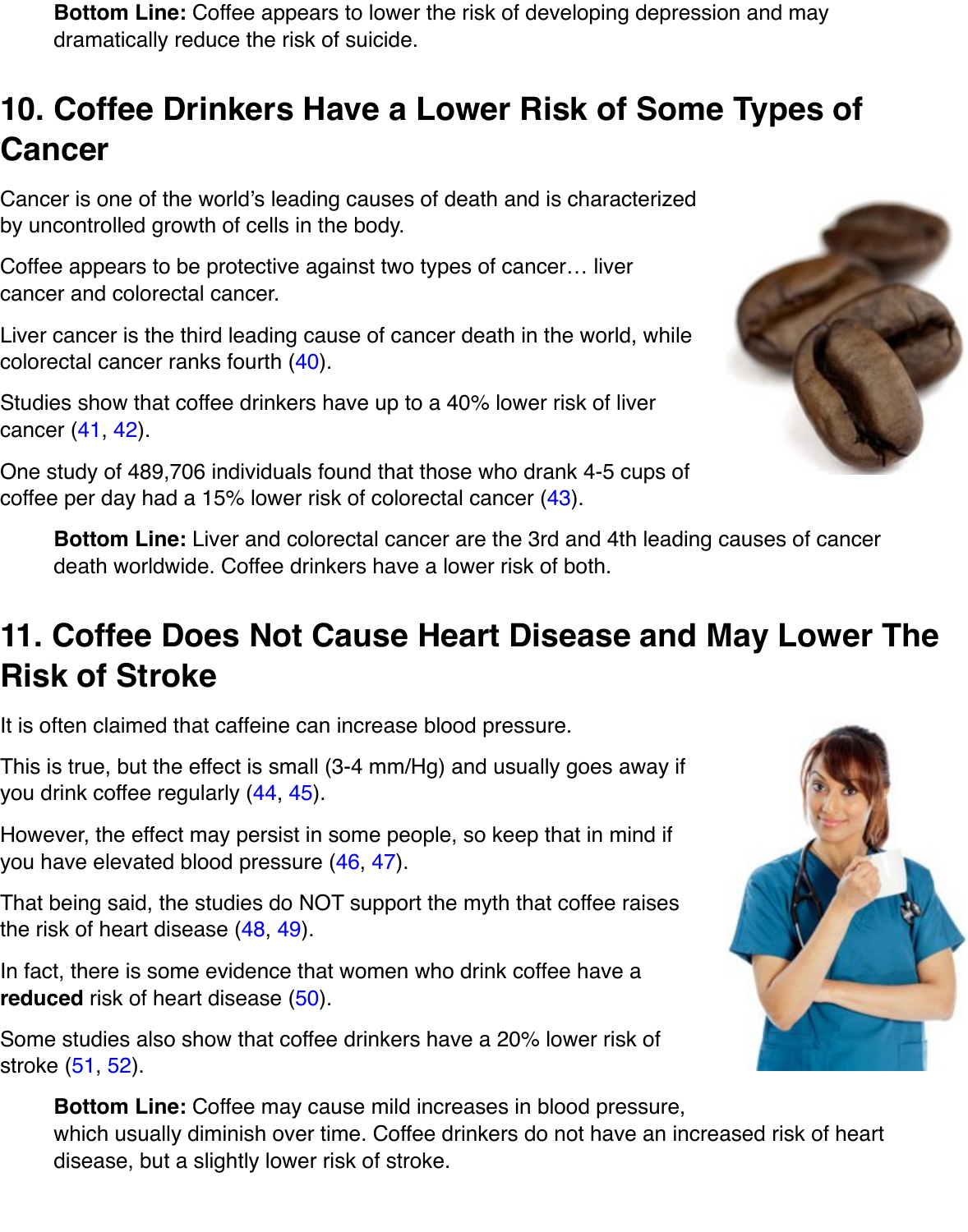> **Bottom Line:** Coffee appears to lower the risk of developing depression and may dramatically reduce the risk of suicide.

## 10. Coffee Drinkers Have a Lower Risk of Some Types of Cancer

Cancer is one of the world's leading causes of death and is characterized by uncontrolled growth of cells in the body.

Coffee appears to be protective against two types of cancer… liver cancer and colorectal cancer.

Liver cancer is the third leading cause of cancer death in the world, while colorectal cancer ranks fourth (40).

Studies show that coffee drinkers have up to a 40% lower risk of liver cancer (41, 42).

One study of 489,706 individuals found that those who drank 4-5 cups of coffee per day had a 15% lower risk of colorectal cancer (43).

> **Bottom Line:** Liver and colorectal cancer are the 3rd and 4th leading causes of cancer death worldwide. Coffee drinkers have a lower risk of both.

## 11. Coffee Does Not Cause Heart Disease and May Lower The Risk of Stroke

It is often claimed that caffeine can increase blood pressure.

This is true, but the effect is small (3-4 mm/Hg) and usually goes away if you drink coffee regularly (44, 45).

However, the effect may persist in some people, so keep that in mind if you have elevated blood pressure (46, 47).

That being said, the studies do NOT support the myth that coffee raises the risk of heart disease (48, 49).

In fact, there is some evidence that women who drink coffee have a **reduced** risk of heart disease (50).

Some studies also show that coffee drinkers have a 20% lower risk of stroke (51, 52).

> **Bottom Line:** Coffee may cause mild increases in blood pressure, which usually diminish over time. Coffee drinkers do not have an increased risk of heart disease, but a slightly lower risk of stroke.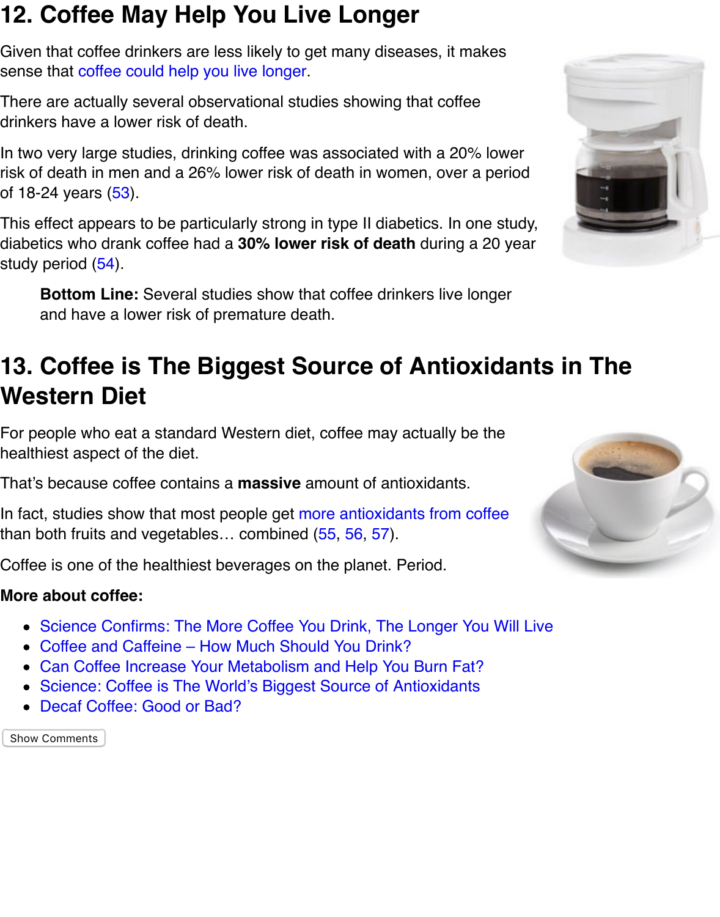## 12. Coffee May Help You Live Longer

Given that coffee drinkers are less likely to get many diseases, it makes sense that coffee could help you live longer.

There are actually several observational studies showing that coffee drinkers have a lower risk of death.

In two very large studies, drinking coffee was associated with a 20% lower risk of death in men and a 26% lower risk of death in women, over a period of 18-24 years (53).

This effect appears to be particularly strong in type II diabetics. In one study, diabetics who drank coffee had a **30% lower risk of death** during a 20 year study period (54).

> **Bottom Line:** Several studies show that coffee drinkers live longer and have a lower risk of premature death.

## 13. Coffee is The Biggest Source of Antioxidants in The Western Diet

For people who eat a standard Western diet, coffee may actually be the healthiest aspect of the diet.

That's because coffee contains a **massive** amount of antioxidants.

In fact, studies show that most people get more antioxidants from coffee than both fruits and vegetables… combined (55, 56, 57).

Coffee is one of the healthiest beverages on the planet. Period.

**More about coffee:**

- Science Confirms: The More Coffee You Drink, The Longer You Will Live
- Coffee and Caffeine – How Much Should You Drink?
- Can Coffee Increase Your Metabolism and Help You Burn Fat?
- Science: Coffee is The World's Biggest Source of Antioxidants
- Decaf Coffee: Good or Bad?

Show Comments